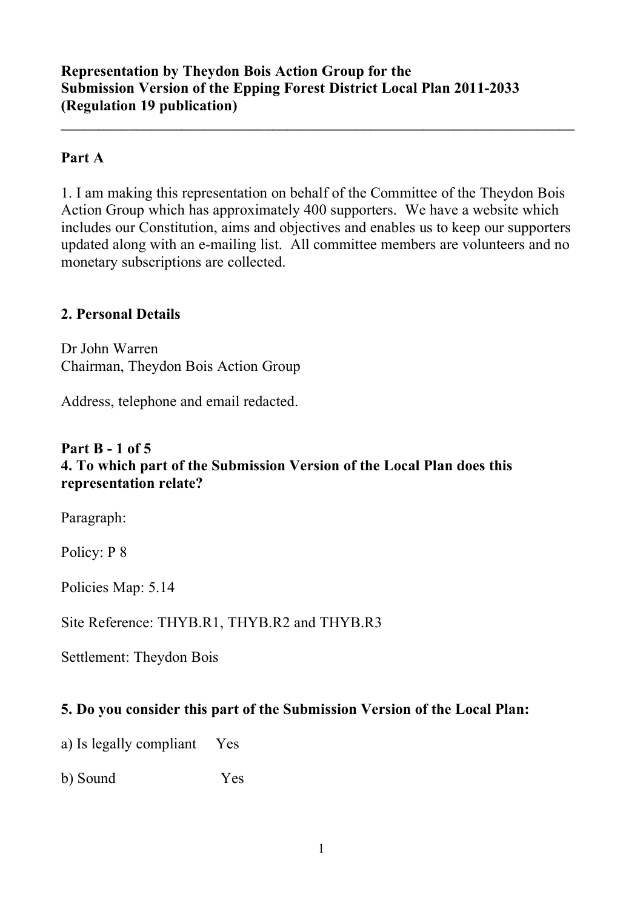**Representation by Theydon Bois Action Group for the Submission Version of the Epping Forest District Local Plan 2011-2033 (Regulation 19 publication)**

---

## Part A

1. I am making this representation on behalf of the Committee of the Theydon Bois Action Group which has approximately 400 supporters. We have a website which includes our Constitution, aims and objectives and enables us to keep our supporters updated along with an e-mailing list. All committee members are volunteers and no monetary subscriptions are collected.

## 2. Personal Details

Dr John Warren
Chairman, Theydon Bois Action Group

Address, telephone and email redacted.

## Part B - 1 of 5

### 4. To which part of the Submission Version of the Local Plan does this representation relate?

Paragraph:

Policy: P 8

Policies Map: 5.14

Site Reference: THYB.R1, THYB.R2 and THYB.R3

Settlement: Theydon Bois

### 5. Do you consider this part of the Submission Version of the Local Plan:

a) Is legally compliant Yes

b) Sound Yes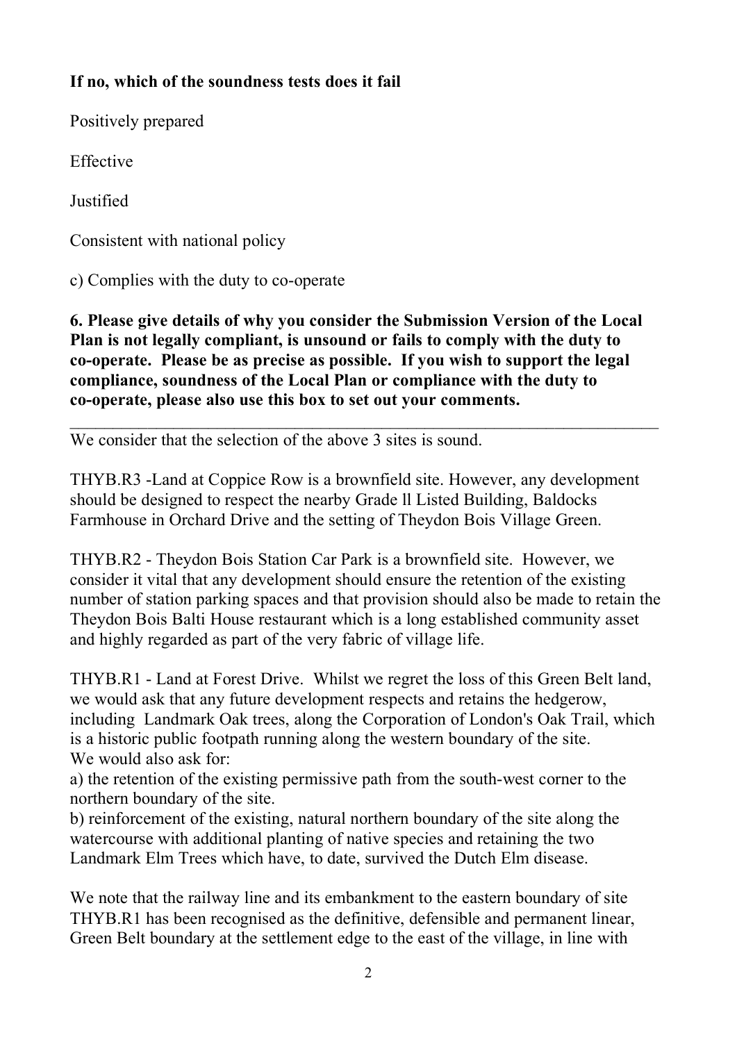**If no, which of the soundness tests does it fail**

Positively prepared

Effective

Justified

Consistent with national policy

c) Complies with the duty to co-operate

**6. Please give details of why you consider the Submission Version of the Local Plan is not legally compliant, is unsound or fails to comply with the duty to co-operate. Please be as precise as possible. If you wish to support the legal compliance, soundness of the Local Plan or compliance with the duty to co-operate, please also use this box to set out your comments.**

---

We consider that the selection of the above 3 sites is sound.

THYB.R3 -Land at Coppice Row is a brownfield site. However, any development should be designed to respect the nearby Grade ll Listed Building, Baldocks Farmhouse in Orchard Drive and the setting of Theydon Bois Village Green.

THYB.R2 - Theydon Bois Station Car Park is a brownfield site. However, we consider it vital that any development should ensure the retention of the existing number of station parking spaces and that provision should also be made to retain the Theydon Bois Balti House restaurant which is a long established community asset and highly regarded as part of the very fabric of village life.

THYB.R1 - Land at Forest Drive. Whilst we regret the loss of this Green Belt land, we would ask that any future development respects and retains the hedgerow, including Landmark Oak trees, along the Corporation of London's Oak Trail, which is a historic public footpath running along the western boundary of the site.
We would also ask for:

a) the retention of the existing permissive path from the south-west corner to the northern boundary of the site.

b) reinforcement of the existing, natural northern boundary of the site along the watercourse with additional planting of native species and retaining the two Landmark Elm Trees which have, to date, survived the Dutch Elm disease.

We note that the railway line and its embankment to the eastern boundary of site THYB.R1 has been recognised as the definitive, defensible and permanent linear, Green Belt boundary at the settlement edge to the east of the village, in line with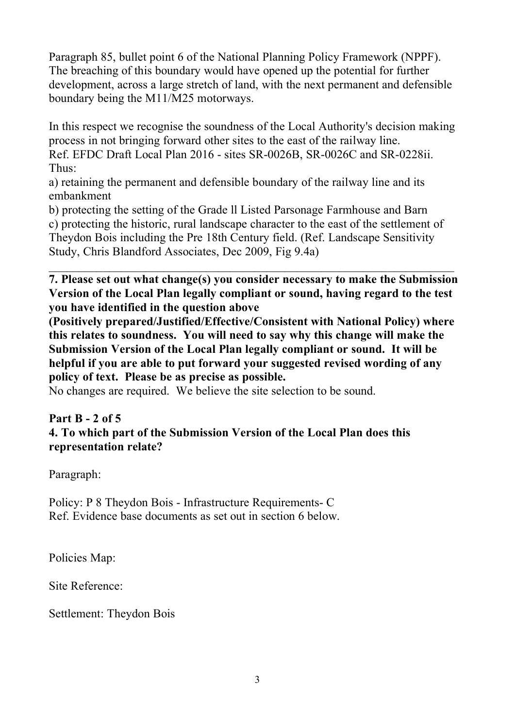Paragraph 85, bullet point 6 of the National Planning Policy Framework (NPPF). The breaching of this boundary would have opened up the potential for further development, across a large stretch of land, with the next permanent and defensible boundary being the M11/M25 motorways.

In this respect we recognise the soundness of the Local Authority's decision making process in not bringing forward other sites to the east of the railway line.
Ref. EFDC Draft Local Plan 2016 - sites SR-0026B, SR-0026C and SR-0228ii.
Thus:

a) retaining the permanent and defensible boundary of the railway line and its embankment

b) protecting the setting of the Grade ll Listed Parsonage Farmhouse and Barn

c) protecting the historic, rural landscape character to the east of the settlement of Theydon Bois including the Pre 18th Century field. (Ref. Landscape Sensitivity Study, Chris Blandford Associates, Dec 2009, Fig 9.4a)

---

**7. Please set out what change(s) you consider necessary to make the Submission Version of the Local Plan legally compliant or sound, having regard to the test you have identified in the question above (Positively prepared/Justified/Effective/Consistent with National Policy) where this relates to soundness. You will need to say why this change will make the Submission Version of the Local Plan legally compliant or sound. It will be helpful if you are able to put forward your suggested revised wording of any policy of text. Please be as precise as possible.**

No changes are required. We believe the site selection to be sound.

**Part B - 2 of 5**

**4. To which part of the Submission Version of the Local Plan does this representation relate?**

Paragraph:

Policy: P 8 Theydon Bois - Infrastructure Requirements- C
Ref. Evidence base documents as set out in section 6 below.

Policies Map:

Site Reference:

Settlement: Theydon Bois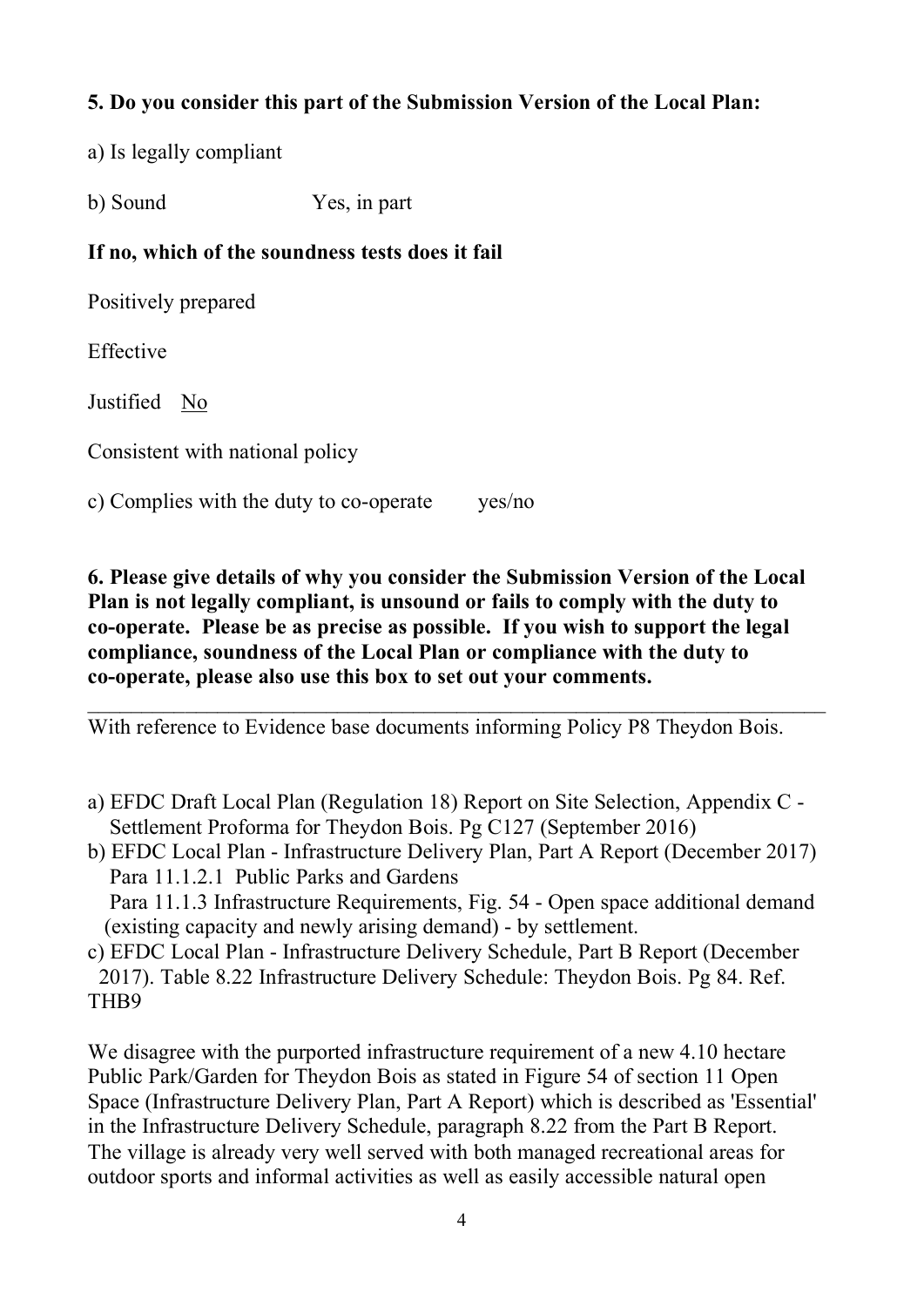**5. Do you consider this part of the Submission Version of the Local Plan:**

a) Is legally compliant

b) Sound Yes, in part

**If no, which of the soundness tests does it fail**

Positively prepared

Effective

Justified No

Consistent with national policy

c) Complies with the duty to co-operate yes/no

**6. Please give details of why you consider the Submission Version of the Local Plan is not legally compliant, is unsound or fails to comply with the duty to co-operate. Please be as precise as possible. If you wish to support the legal compliance, soundness of the Local Plan or compliance with the duty to co-operate, please also use this box to set out your comments.**

---

With reference to Evidence base documents informing Policy P8 Theydon Bois.

a) EFDC Draft Local Plan (Regulation 18) Report on Site Selection, Appendix C - Settlement Proforma for Theydon Bois. Pg C127 (September 2016)
b) EFDC Local Plan - Infrastructure Delivery Plan, Part A Report (December 2017) Para 11.1.2.1 Public Parks and Gardens
   Para 11.1.3 Infrastructure Requirements, Fig. 54 - Open space additional demand (existing capacity and newly arising demand) - by settlement.
c) EFDC Local Plan - Infrastructure Delivery Schedule, Part B Report (December 2017). Table 8.22 Infrastructure Delivery Schedule: Theydon Bois. Pg 84. Ref. THB9

We disagree with the purported infrastructure requirement of a new 4.10 hectare Public Park/Garden for Theydon Bois as stated in Figure 54 of section 11 Open Space (Infrastructure Delivery Plan, Part A Report) which is described as 'Essential' in the Infrastructure Delivery Schedule, paragraph 8.22 from the Part B Report. The village is already very well served with both managed recreational areas for outdoor sports and informal activities as well as easily accessible natural open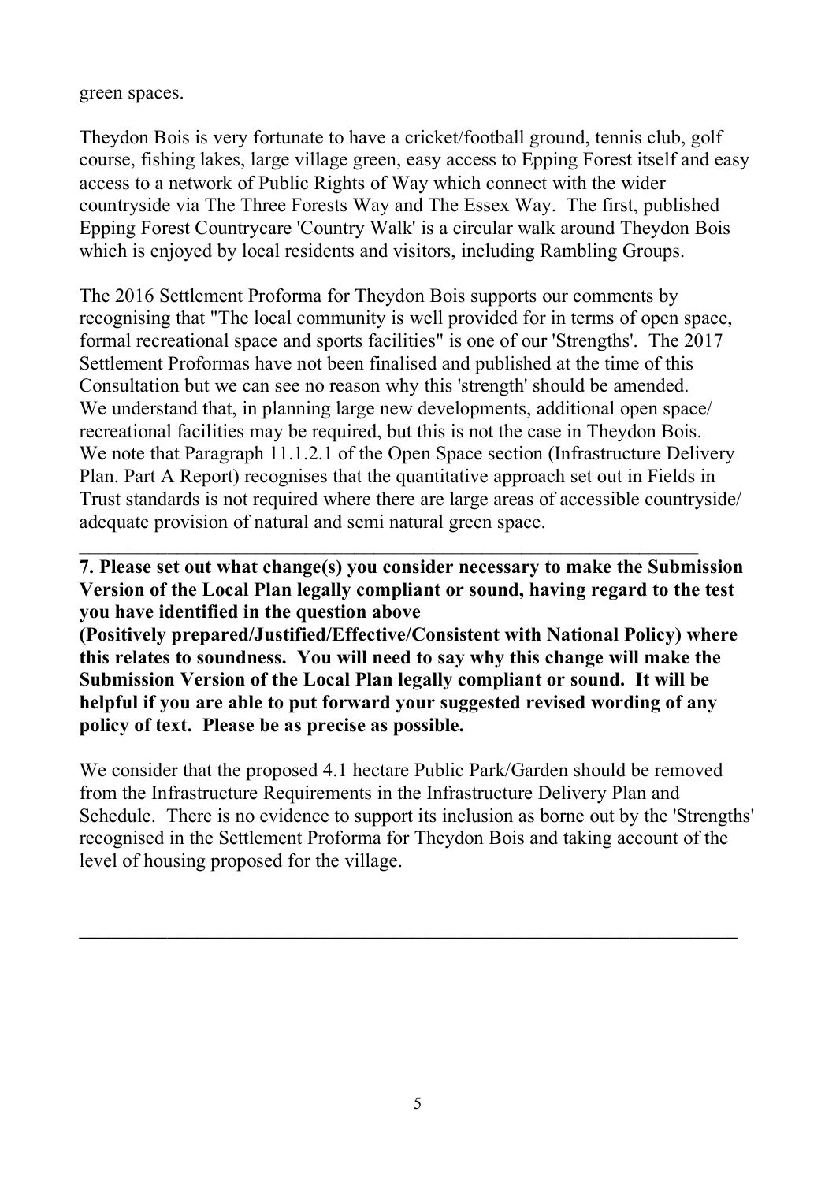green spaces.

Theydon Bois is very fortunate to have a cricket/football ground, tennis club, golf course, fishing lakes, large village green, easy access to Epping Forest itself and easy access to a network of Public Rights of Way which connect with the wider countryside via The Three Forests Way and The Essex Way. The first, published Epping Forest Countrycare 'Country Walk' is a circular walk around Theydon Bois which is enjoyed by local residents and visitors, including Rambling Groups.

The 2016 Settlement Proforma for Theydon Bois supports our comments by recognising that "The local community is well provided for in terms of open space, formal recreational space and sports facilities" is one of our 'Strengths'. The 2017 Settlement Proformas have not been finalised and published at the time of this Consultation but we can see no reason why this 'strength' should be amended. We understand that, in planning large new developments, additional open space/ recreational facilities may be required, but this is not the case in Theydon Bois. We note that Paragraph 11.1.2.1 of the Open Space section (Infrastructure Delivery Plan. Part A Report) recognises that the quantitative approach set out in Fields in Trust standards is not required where there are large areas of accessible countryside/ adequate provision of natural and semi natural green space.

---

**7. Please set out what change(s) you consider necessary to make the Submission Version of the Local Plan legally compliant or sound, having regard to the test you have identified in the question above (Positively prepared/Justified/Effective/Consistent with National Policy) where this relates to soundness. You will need to say why this change will make the Submission Version of the Local Plan legally compliant or sound. It will be helpful if you are able to put forward your suggested revised wording of any policy of text. Please be as precise as possible.**

We consider that the proposed 4.1 hectare Public Park/Garden should be removed from the Infrastructure Requirements in the Infrastructure Delivery Plan and Schedule. There is no evidence to support its inclusion as borne out by the 'Strengths' recognised in the Settlement Proforma for Theydon Bois and taking account of the level of housing proposed for the village.

---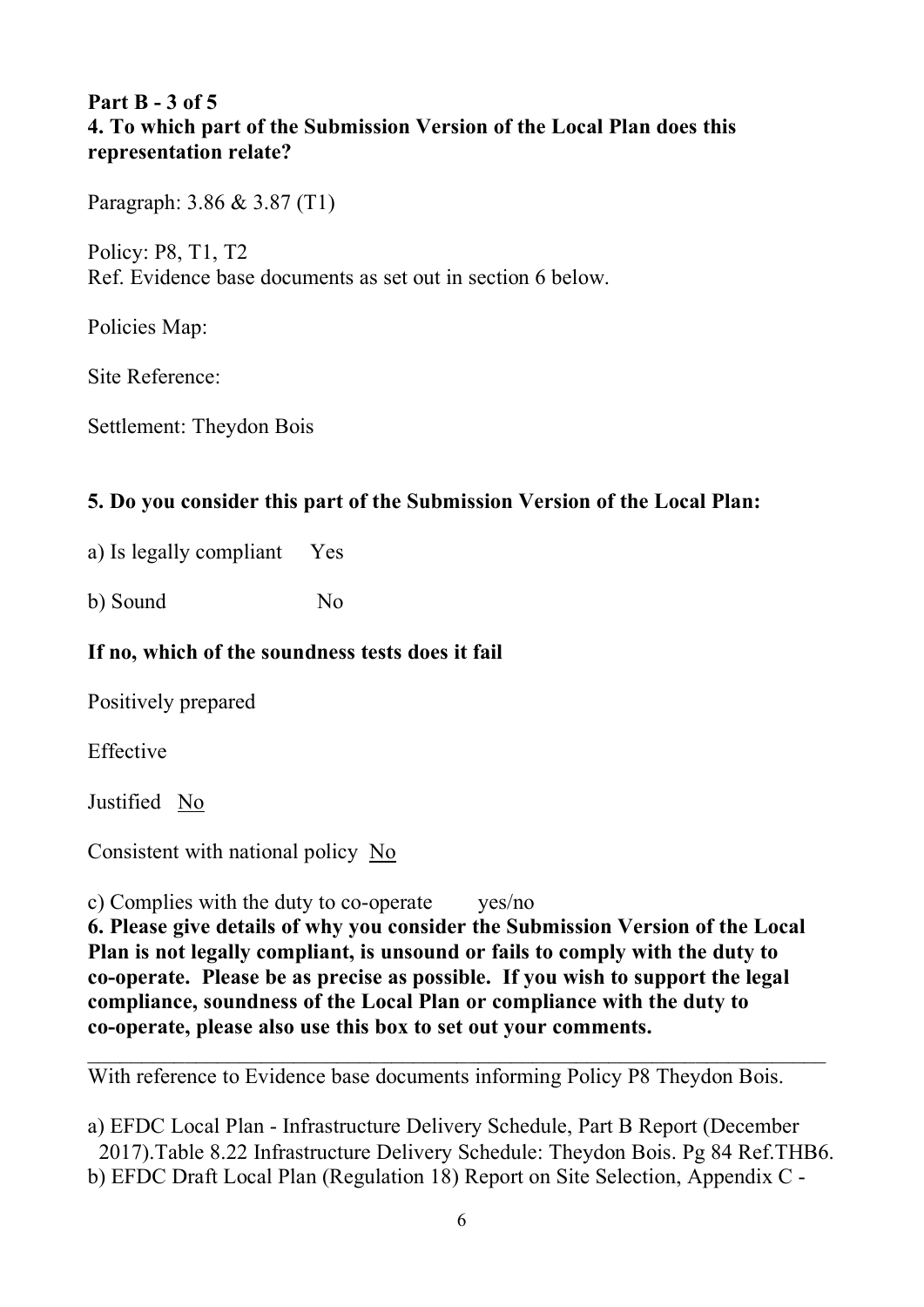**Part B - 3 of 5**
**4. To which part of the Submission Version of the Local Plan does this representation relate?**

Paragraph: 3.86 & 3.87 (T1)

Policy: P8, T1, T2
Ref. Evidence base documents as set out in section 6 below.

Policies Map:

Site Reference:

Settlement: Theydon Bois

**5. Do you consider this part of the Submission Version of the Local Plan:**

a) Is legally compliant Yes

b) Sound No

**If no, which of the soundness tests does it fail**

Positively prepared

Effective

Justified No

Consistent with national policy No

c) Complies with the duty to co-operate yes/no

**6. Please give details of why you consider the Submission Version of the Local Plan is not legally compliant, is unsound or fails to comply with the duty to co-operate. Please be as precise as possible. If you wish to support the legal compliance, soundness of the Local Plan or compliance with the duty to co-operate, please also use this box to set out your comments.**

---

With reference to Evidence base documents informing Policy P8 Theydon Bois.

a) EFDC Local Plan - Infrastructure Delivery Schedule, Part B Report (December 2017).Table 8.22 Infrastructure Delivery Schedule: Theydon Bois. Pg 84 Ref.THB6.
b) EFDC Draft Local Plan (Regulation 18) Report on Site Selection, Appendix C -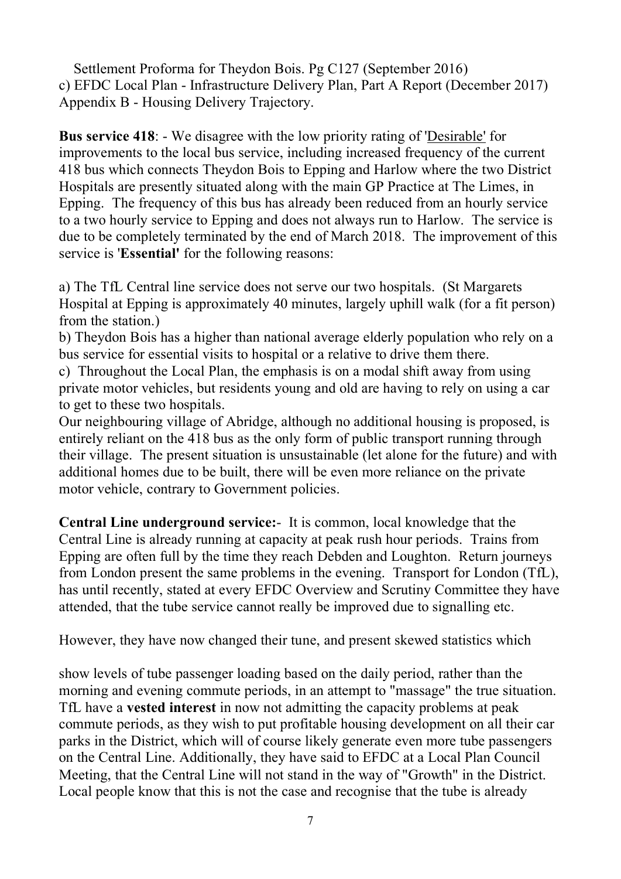Settlement Proforma for Theydon Bois. Pg C127 (September 2016)
c) EFDC Local Plan - Infrastructure Delivery Plan, Part A Report (December 2017) Appendix B - Housing Delivery Trajectory.

**Bus service 418**: - We disagree with the low priority rating of 'Desirable' for improvements to the local bus service, including increased frequency of the current 418 bus which connects Theydon Bois to Epping and Harlow where the two District Hospitals are presently situated along with the main GP Practice at The Limes, in Epping. The frequency of this bus has already been reduced from an hourly service to a two hourly service to Epping and does not always run to Harlow. The service is due to be completely terminated by the end of March 2018. The improvement of this service is '**Essential'** for the following reasons:

a) The TfL Central line service does not serve our two hospitals. (St Margarets Hospital at Epping is approximately 40 minutes, largely uphill walk (for a fit person) from the station.)
b) Theydon Bois has a higher than national average elderly population who rely on a bus service for essential visits to hospital or a relative to drive them there.
c) Throughout the Local Plan, the emphasis is on a modal shift away from using private motor vehicles, but residents young and old are having to rely on using a car to get to these two hospitals.
Our neighbouring village of Abridge, although no additional housing is proposed, is entirely reliant on the 418 bus as the only form of public transport running through their village. The present situation is unsustainable (let alone for the future) and with additional homes due to be built, there will be even more reliance on the private motor vehicle, contrary to Government policies.

**Central Line underground service:**- It is common, local knowledge that the Central Line is already running at capacity at peak rush hour periods. Trains from Epping are often full by the time they reach Debden and Loughton. Return journeys from London present the same problems in the evening. Transport for London (TfL), has until recently, stated at every EFDC Overview and Scrutiny Committee they have attended, that the tube service cannot really be improved due to signalling etc.

However, they have now changed their tune, and present skewed statistics which show levels of tube passenger loading based on the daily period, rather than the morning and evening commute periods, in an attempt to "massage" the true situation. TfL have a **vested interest** in now not admitting the capacity problems at peak commute periods, as they wish to put profitable housing development on all their car parks in the District, which will of course likely generate even more tube passengers on the Central Line. Additionally, they have said to EFDC at a Local Plan Council Meeting, that the Central Line will not stand in the way of "Growth" in the District. Local people know that this is not the case and recognise that the tube is already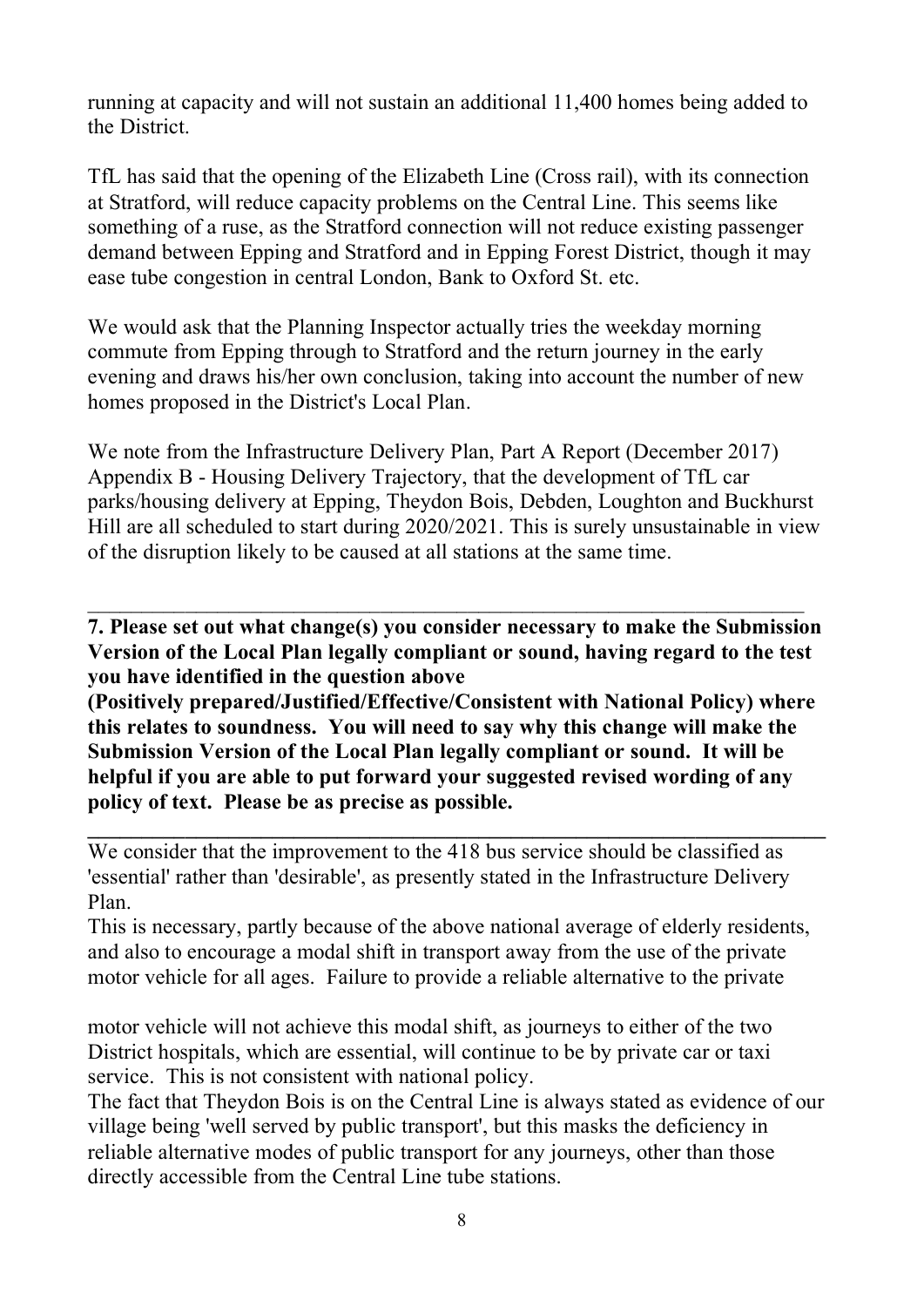running at capacity and will not sustain an additional 11,400 homes being added to the District.

TfL has said that the opening of the Elizabeth Line (Cross rail), with its connection at Stratford, will reduce capacity problems on the Central Line. This seems like something of a ruse, as the Stratford connection will not reduce existing passenger demand between Epping and Stratford and in Epping Forest District, though it may ease tube congestion in central London, Bank to Oxford St. etc.

We would ask that the Planning Inspector actually tries the weekday morning commute from Epping through to Stratford and the return journey in the early evening and draws his/her own conclusion, taking into account the number of new homes proposed in the District's Local Plan.

We note from the Infrastructure Delivery Plan, Part A Report (December 2017) Appendix B - Housing Delivery Trajectory, that the development of TfL car parks/housing delivery at Epping, Theydon Bois, Debden, Loughton and Buckhurst Hill are all scheduled to start during 2020/2021. This is surely unsustainable in view of the disruption likely to be caused at all stations at the same time.

---

**7. Please set out what change(s) you consider necessary to make the Submission Version of the Local Plan legally compliant or sound, having regard to the test you have identified in the question above (Positively prepared/Justified/Effective/Consistent with National Policy) where this relates to soundness. You will need to say why this change will make the Submission Version of the Local Plan legally compliant or sound. It will be helpful if you are able to put forward your suggested revised wording of any policy of text. Please be as precise as possible.**

---

We consider that the improvement to the 418 bus service should be classified as 'essential' rather than 'desirable', as presently stated in the Infrastructure Delivery Plan.

This is necessary, partly because of the above national average of elderly residents, and also to encourage a modal shift in transport away from the use of the private motor vehicle for all ages. Failure to provide a reliable alternative to the private motor vehicle will not achieve this modal shift, as journeys to either of the two District hospitals, which are essential, will continue to be by private car or taxi service. This is not consistent with national policy.

The fact that Theydon Bois is on the Central Line is always stated as evidence of our village being 'well served by public transport', but this masks the deficiency in reliable alternative modes of public transport for any journeys, other than those directly accessible from the Central Line tube stations.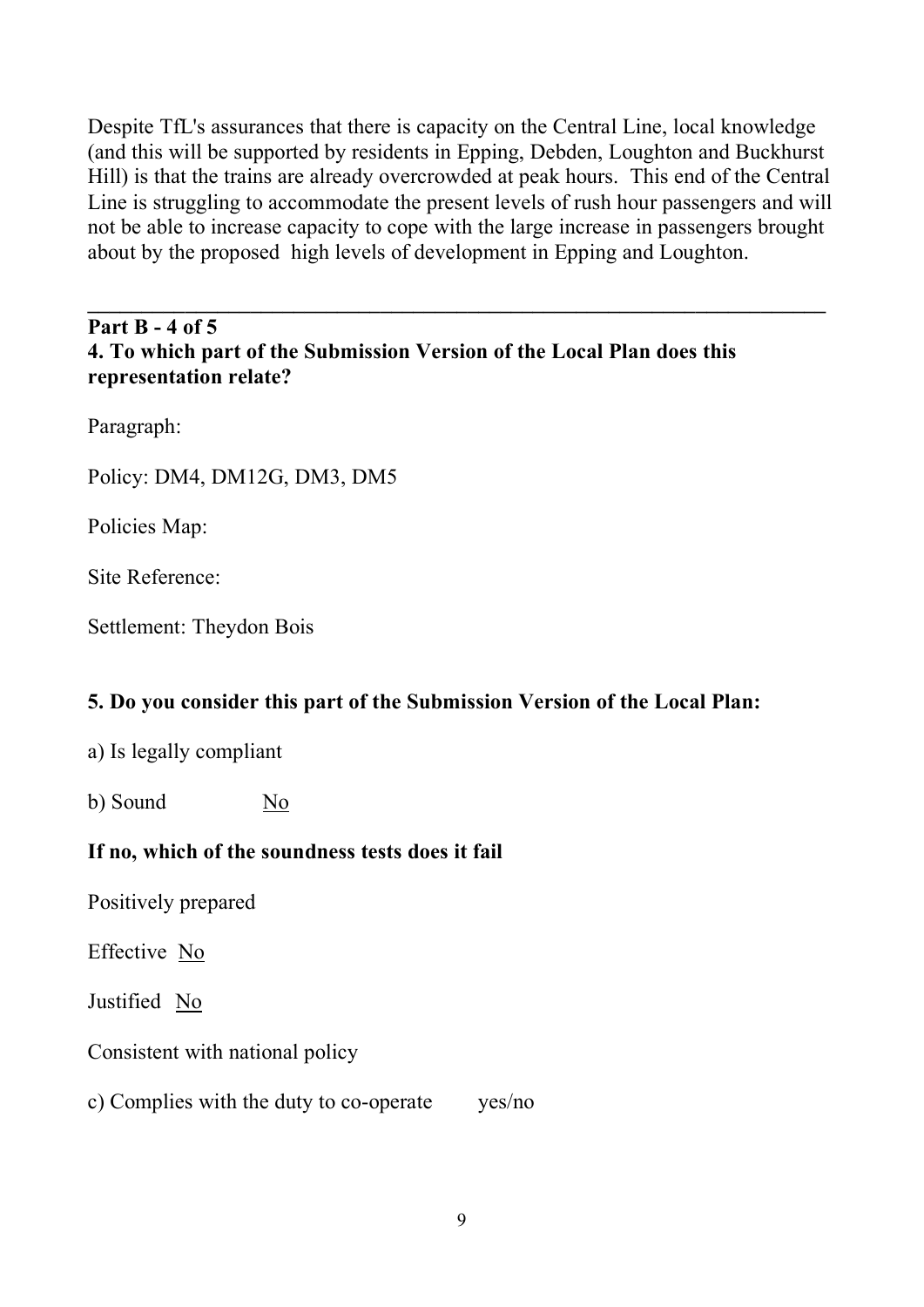Despite TfL's assurances that there is capacity on the Central Line, local knowledge (and this will be supported by residents in Epping, Debden, Loughton and Buckhurst Hill) is that the trains are already overcrowded at peak hours. This end of the Central Line is struggling to accommodate the present levels of rush hour passengers and will not be able to increase capacity to cope with the large increase in passengers brought about by the proposed high levels of development in Epping and Loughton.

---

**Part B - 4 of 5**

**4. To which part of the Submission Version of the Local Plan does this representation relate?**

Paragraph:

Policy: DM4, DM12G, DM3, DM5

Policies Map:

Site Reference:

Settlement: Theydon Bois

**5. Do you consider this part of the Submission Version of the Local Plan:**

a) Is legally compliant

b) Sound No

**If no, which of the soundness tests does it fail**

Positively prepared

Effective No

Justified No

Consistent with national policy

c) Complies with the duty to co-operate yes/no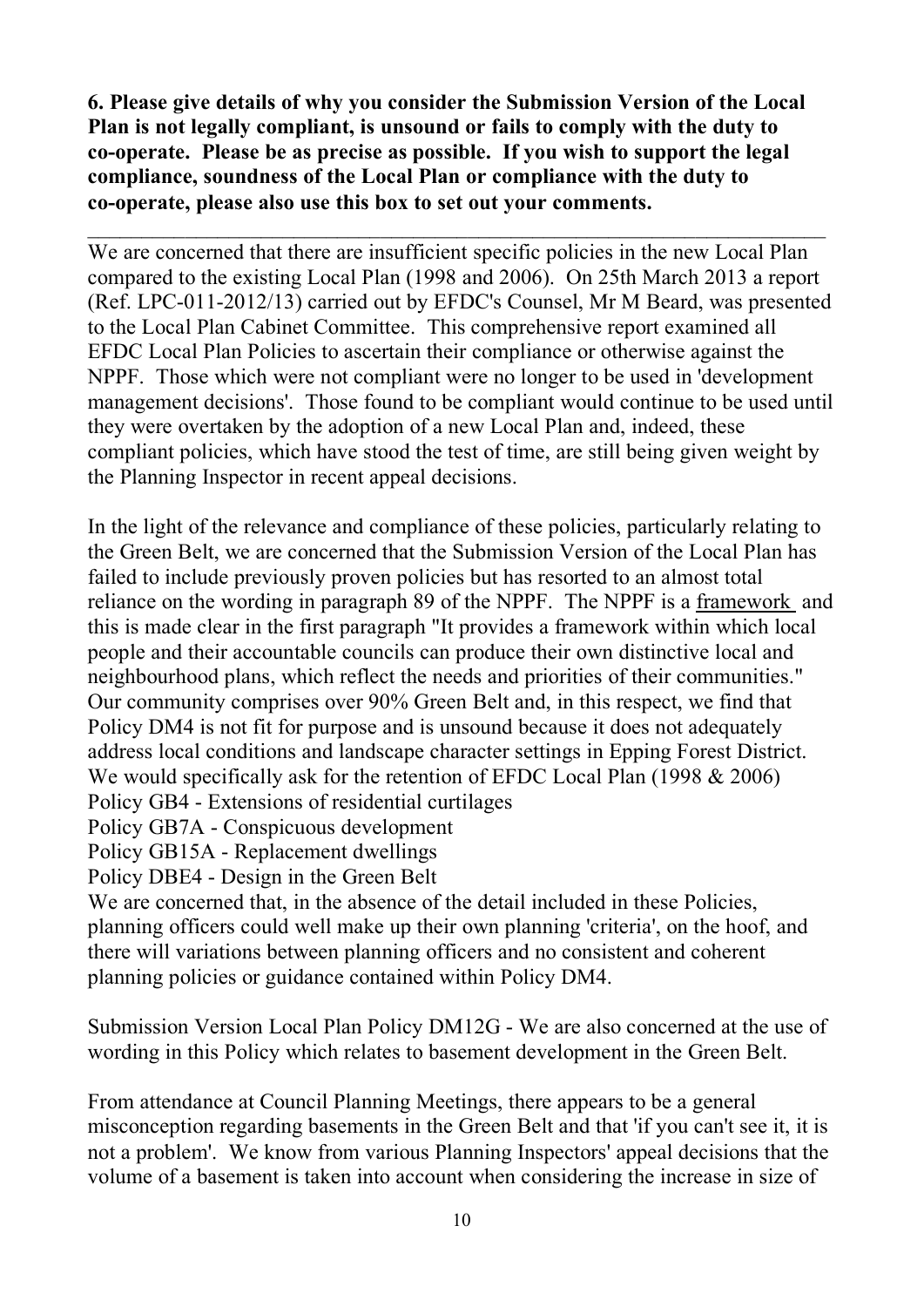**6. Please give details of why you consider the Submission Version of the Local Plan is not legally compliant, is unsound or fails to comply with the duty to co-operate. Please be as precise as possible. If you wish to support the legal compliance, soundness of the Local Plan or compliance with the duty to co-operate, please also use this box to set out your comments.**

---

We are concerned that there are insufficient specific policies in the new Local Plan compared to the existing Local Plan (1998 and 2006). On 25th March 2013 a report (Ref. LPC-011-2012/13) carried out by EFDC's Counsel, Mr M Beard, was presented to the Local Plan Cabinet Committee. This comprehensive report examined all EFDC Local Plan Policies to ascertain their compliance or otherwise against the NPPF. Those which were not compliant were no longer to be used in 'development management decisions'. Those found to be compliant would continue to be used until they were overtaken by the adoption of a new Local Plan and, indeed, these compliant policies, which have stood the test of time, are still being given weight by the Planning Inspector in recent appeal decisions.

In the light of the relevance and compliance of these policies, particularly relating to the Green Belt, we are concerned that the Submission Version of the Local Plan has failed to include previously proven policies but has resorted to an almost total reliance on the wording in paragraph 89 of the NPPF. The NPPF is a <u>framework</u> and this is made clear in the first paragraph "It provides a framework within which local people and their accountable councils can produce their own distinctive local and neighbourhood plans, which reflect the needs and priorities of their communities." Our community comprises over 90% Green Belt and, in this respect, we find that Policy DM4 is not fit for purpose and is unsound because it does not adequately address local conditions and landscape character settings in Epping Forest District. We would specifically ask for the retention of EFDC Local Plan (1998 & 2006)
Policy GB4 - Extensions of residential curtilages
Policy GB7A - Conspicuous development
Policy GB15A - Replacement dwellings
Policy DBE4 - Design in the Green Belt
We are concerned that, in the absence of the detail included in these Policies, planning officers could well make up their own planning 'criteria', on the hoof, and there will variations between planning officers and no consistent and coherent planning policies or guidance contained within Policy DM4.

Submission Version Local Plan Policy DM12G - We are also concerned at the use of wording in this Policy which relates to basement development in the Green Belt.

From attendance at Council Planning Meetings, there appears to be a general misconception regarding basements in the Green Belt and that 'if you can't see it, it is not a problem'. We know from various Planning Inspectors' appeal decisions that the volume of a basement is taken into account when considering the increase in size of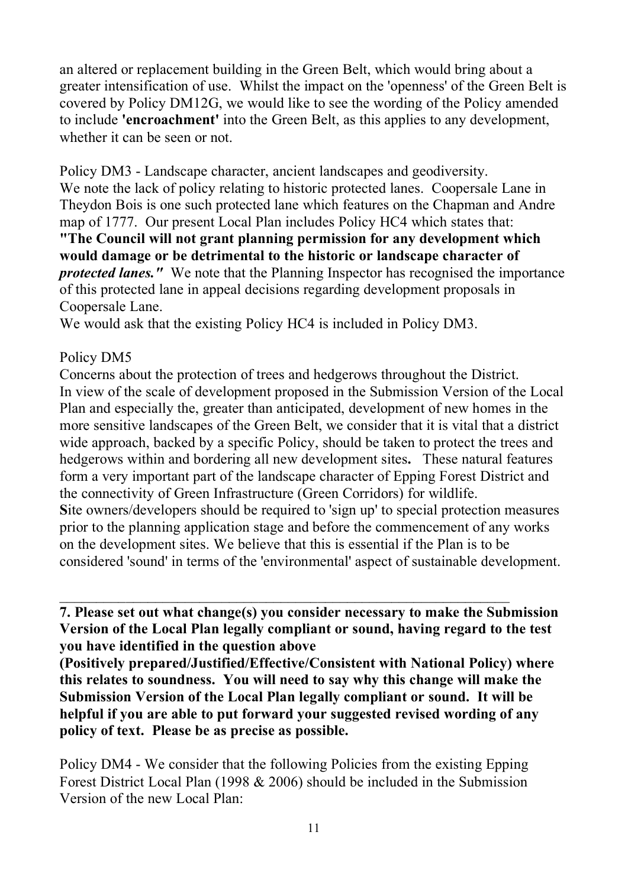an altered or replacement building in the Green Belt, which would bring about a greater intensification of use. Whilst the impact on the 'openness' of the Green Belt is covered by Policy DM12G, we would like to see the wording of the Policy amended to include **'encroachment'** into the Green Belt, as this applies to any development, whether it can be seen or not.

Policy DM3 - Landscape character, ancient landscapes and geodiversity.
We note the lack of policy relating to historic protected lanes. Coopersale Lane in Theydon Bois is one such protected lane which features on the Chapman and Andre map of 1777. Our present Local Plan includes Policy HC4 which states that: **"The Council will not grant planning permission for any development which would damage or be detrimental to the historic or landscape character of *protected lanes."*** We note that the Planning Inspector has recognised the importance of this protected lane in appeal decisions regarding development proposals in Coopersale Lane.
We would ask that the existing Policy HC4 is included in Policy DM3.

Policy DM5
Concerns about the protection of trees and hedgerows throughout the District.
In view of the scale of development proposed in the Submission Version of the Local Plan and especially the, greater than anticipated, development of new homes in the more sensitive landscapes of the Green Belt, we consider that it is vital that a district wide approach, backed by a specific Policy, should be taken to protect the trees and hedgerows within and bordering all new development sites**.** These natural features form a very important part of the landscape character of Epping Forest District and the connectivity of Green Infrastructure (Green Corridors) for wildlife.
**S**ite owners/developers should be required to 'sign up' to special protection measures prior to the planning application stage and before the commencement of any works on the development sites. We believe that this is essential if the Plan is to be considered 'sound' in terms of the 'environmental' aspect of sustainable development.

---

**7. Please set out what change(s) you consider necessary to make the Submission Version of the Local Plan legally compliant or sound, having regard to the test you have identified in the question above**
**(Positively prepared/Justified/Effective/Consistent with National Policy) where this relates to soundness. You will need to say why this change will make the Submission Version of the Local Plan legally compliant or sound. It will be helpful if you are able to put forward your suggested revised wording of any policy of text. Please be as precise as possible.**

Policy DM4 - We consider that the following Policies from the existing Epping Forest District Local Plan (1998 & 2006) should be included in the Submission Version of the new Local Plan: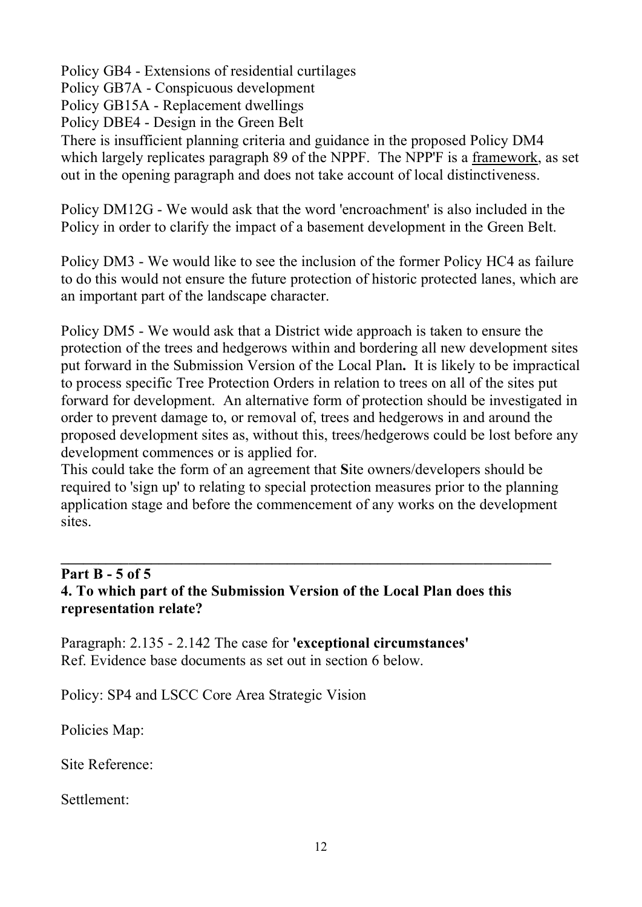Policy GB4 - Extensions of residential curtilages
Policy GB7A - Conspicuous development
Policy GB15A - Replacement dwellings
Policy DBE4 - Design in the Green Belt
There is insufficient planning criteria and guidance in the proposed Policy DM4 which largely replicates paragraph 89 of the NPPF. The NPP'F is a framework, as set out in the opening paragraph and does not take account of local distinctiveness.

Policy DM12G - We would ask that the word 'encroachment' is also included in the Policy in order to clarify the impact of a basement development in the Green Belt.

Policy DM3 - We would like to see the inclusion of the former Policy HC4 as failure to do this would not ensure the future protection of historic protected lanes, which are an important part of the landscape character.

Policy DM5 - We would ask that a District wide approach is taken to ensure the protection of the trees and hedgerows within and bordering all new development sites put forward in the Submission Version of the Local Plan**.** It is likely to be impractical to process specific Tree Protection Orders in relation to trees on all of the sites put forward for development. An alternative form of protection should be investigated in order to prevent damage to, or removal of, trees and hedgerows in and around the proposed development sites as, without this, trees/hedgerows could be lost before any development commences or is applied for.
This could take the form of an agreement that **S**ite owners/developers should be required to 'sign up' to relating to special protection measures prior to the planning application stage and before the commencement of any works on the development sites.

---

**Part B - 5 of 5**
**4. To which part of the Submission Version of the Local Plan does this representation relate?**

Paragraph: 2.135 - 2.142 The case for **'exceptional circumstances'**
Ref. Evidence base documents as set out in section 6 below.

Policy: SP4 and LSCC Core Area Strategic Vision

Policies Map:

Site Reference:

Settlement: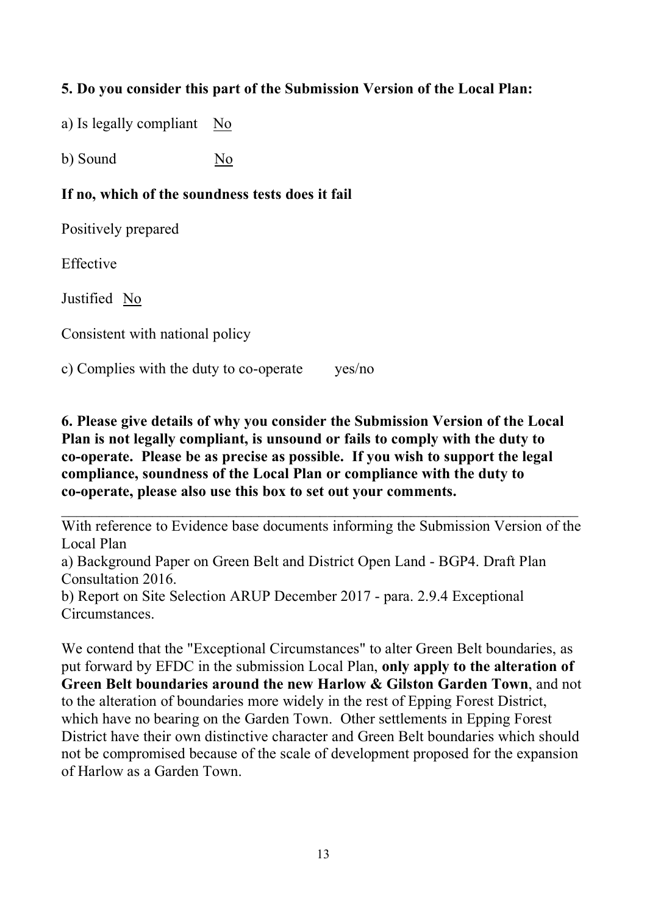**5. Do you consider this part of the Submission Version of the Local Plan:**

a) Is legally compliant    No

b) Sound    No

**If no, which of the soundness tests does it fail**

Positively prepared

Effective

Justified   No

Consistent with national policy

c) Complies with the duty to co-operate    yes/no

**6. Please give details of why you consider the Submission Version of the Local Plan is not legally compliant, is unsound or fails to comply with the duty to co-operate. Please be as precise as possible. If you wish to support the legal compliance, soundness of the Local Plan or compliance with the duty to co-operate, please also use this box to set out your comments.**

---

With reference to Evidence base documents informing the Submission Version of the Local Plan

a) Background Paper on Green Belt and District Open Land - BGP4. Draft Plan Consultation 2016.

b) Report on Site Selection ARUP December 2017 - para. 2.9.4 Exceptional Circumstances.

We contend that the "Exceptional Circumstances" to alter Green Belt boundaries, as put forward by EFDC in the submission Local Plan, **only apply to the alteration of Green Belt boundaries around the new Harlow & Gilston Garden Town**, and not to the alteration of boundaries more widely in the rest of Epping Forest District, which have no bearing on the Garden Town. Other settlements in Epping Forest District have their own distinctive character and Green Belt boundaries which should not be compromised because of the scale of development proposed for the expansion of Harlow as a Garden Town.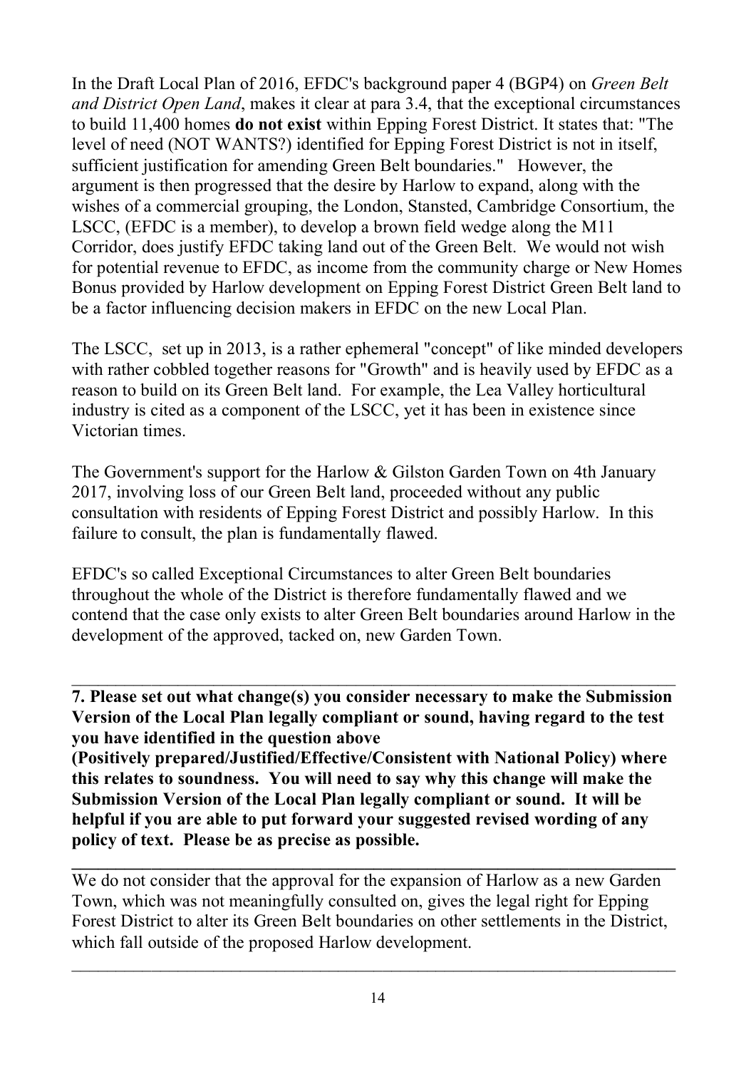In the Draft Local Plan of 2016, EFDC's background paper 4 (BGP4) on *Green Belt and District Open Land*, makes it clear at para 3.4, that the exceptional circumstances to build 11,400 homes **do not exist** within Epping Forest District. It states that: "The level of need (NOT WANTS?) identified for Epping Forest District is not in itself, sufficient justification for amending Green Belt boundaries." However, the argument is then progressed that the desire by Harlow to expand, along with the wishes of a commercial grouping, the London, Stansted, Cambridge Consortium, the LSCC, (EFDC is a member), to develop a brown field wedge along the M11 Corridor, does justify EFDC taking land out of the Green Belt. We would not wish for potential revenue to EFDC, as income from the community charge or New Homes Bonus provided by Harlow development on Epping Forest District Green Belt land to be a factor influencing decision makers in EFDC on the new Local Plan.

The LSCC, set up in 2013, is a rather ephemeral "concept" of like minded developers with rather cobbled together reasons for "Growth" and is heavily used by EFDC as a reason to build on its Green Belt land. For example, the Lea Valley horticultural industry is cited as a component of the LSCC, yet it has been in existence since Victorian times.

The Government's support for the Harlow & Gilston Garden Town on 4th January 2017, involving loss of our Green Belt land, proceeded without any public consultation with residents of Epping Forest District and possibly Harlow. In this failure to consult, the plan is fundamentally flawed.

EFDC's so called Exceptional Circumstances to alter Green Belt boundaries throughout the whole of the District is therefore fundamentally flawed and we contend that the case only exists to alter Green Belt boundaries around Harlow in the development of the approved, tacked on, new Garden Town.

---

**7. Please set out what change(s) you consider necessary to make the Submission Version of the Local Plan legally compliant or sound, having regard to the test you have identified in the question above (Positively prepared/Justified/Effective/Consistent with National Policy) where this relates to soundness. You will need to say why this change will make the Submission Version of the Local Plan legally compliant or sound. It will be helpful if you are able to put forward your suggested revised wording of any policy of text. Please be as precise as possible.**

---

We do not consider that the approval for the expansion of Harlow as a new Garden Town, which was not meaningfully consulted on, gives the legal right for Epping Forest District to alter its Green Belt boundaries on other settlements in the District, which fall outside of the proposed Harlow development.

---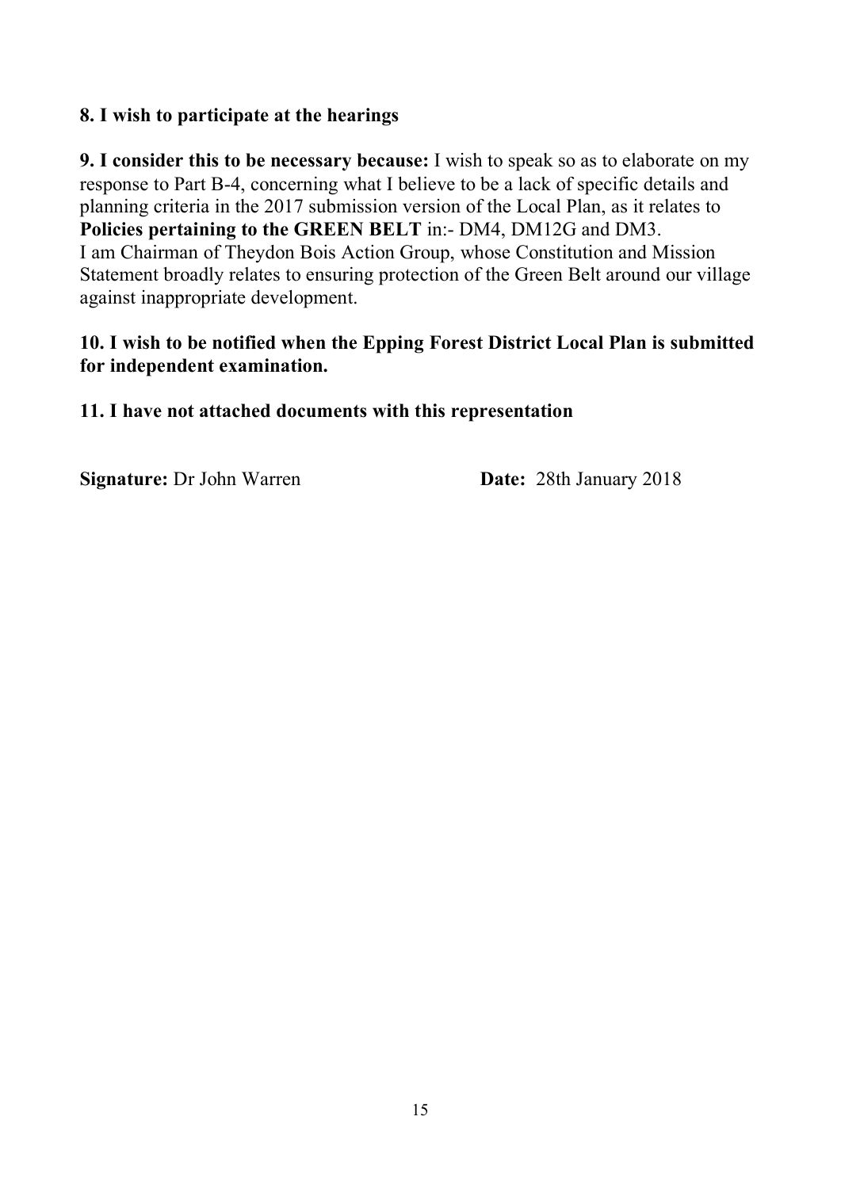**8. I wish to participate at the hearings**

**9. I consider this to be necessary because:** I wish to speak so as to elaborate on my response to Part B-4, concerning what I believe to be a lack of specific details and planning criteria in the 2017 submission version of the Local Plan, as it relates to **Policies pertaining to the GREEN BELT** in:- DM4, DM12G and DM3.
I am Chairman of Theydon Bois Action Group, whose Constitution and Mission Statement broadly relates to ensuring protection of the Green Belt around our village against inappropriate development.

**10. I wish to be notified when the Epping Forest District Local Plan is submitted for independent examination.**

**11. I have not attached documents with this representation**

**Signature:** Dr John Warren **Date:** 28th January 2018